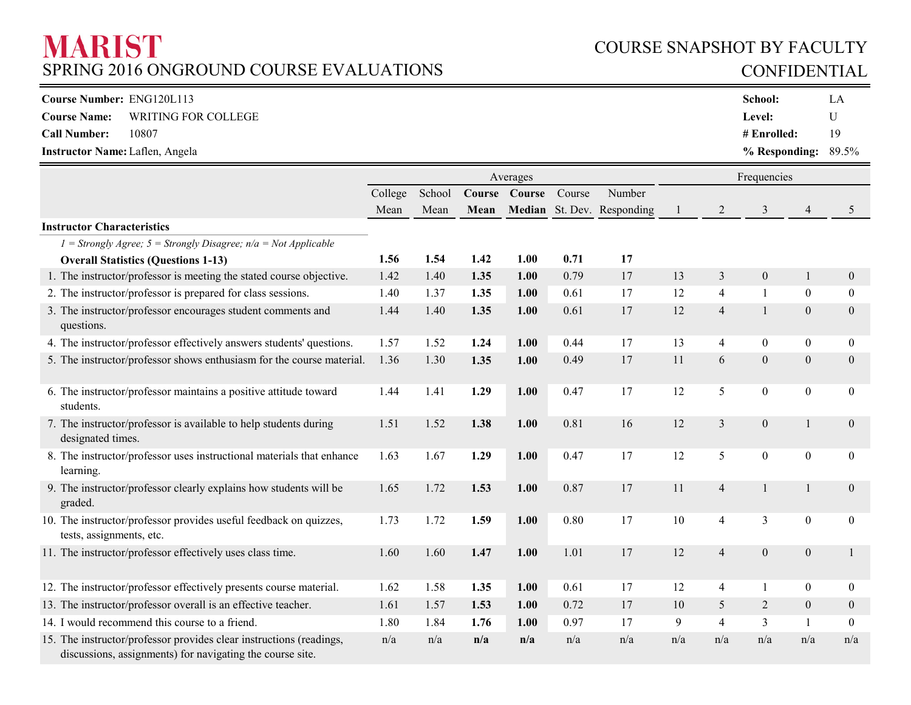# MARIST

## SPRING 2016 ONGROUND COURSE EVALUATIONS

## COURSE SNAPSHOT BY FACULTY
## CONFIDENTIAL

**Course Number:** ENG120L113
**Course Name:** WRITING FOR COLLEGE
**Call Number:** 10807
**Instructor Name:** Laflen, Angela

**School:** LA
**Level:** U
**# Enrolled:** 19
**% Responding:** 89.5%

| | Averages | | | | | | Frequencies | | | | |
|---|---|---|---|---|---|---|---|---|---|---|---|
| | College Mean | School Mean | **Course Mean** | **Course Median** | Course St. Dev. | Number Responding | 1 | 2 | 3 | 4 | 5 |
| **Instructor Characteristics** | | | | | | | | | | | |
| *1 = Strongly Agree; 5 = Strongly Disagree; n/a = Not Applicable* | | | | | | | | | | | |
| **Overall Statistics (Questions 1-13)** | **1.56** | **1.54** | **1.42** | **1.00** | **0.71** | **17** | | | | | |
| 1. The instructor/professor is meeting the stated course objective. | 1.42 | 1.40 | **1.35** | **1.00** | 0.79 | 17 | 13 | 3 | 0 | 1 | 0 |
| 2. The instructor/professor is prepared for class sessions. | 1.40 | 1.37 | **1.35** | **1.00** | 0.61 | 17 | 12 | 4 | 1 | 0 | 0 |
| 3. The instructor/professor encourages student comments and questions. | 1.44 | 1.40 | **1.35** | **1.00** | 0.61 | 17 | 12 | 4 | 1 | 0 | 0 |
| 4. The instructor/professor effectively answers students' questions. | 1.57 | 1.52 | **1.24** | **1.00** | 0.44 | 17 | 13 | 4 | 0 | 0 | 0 |
| 5. The instructor/professor shows enthusiasm for the course material. | 1.36 | 1.30 | **1.35** | **1.00** | 0.49 | 17 | 11 | 6 | 0 | 0 | 0 |
| 6. The instructor/professor maintains a positive attitude toward students. | 1.44 | 1.41 | **1.29** | **1.00** | 0.47 | 17 | 12 | 5 | 0 | 0 | 0 |
| 7. The instructor/professor is available to help students during designated times. | 1.51 | 1.52 | **1.38** | **1.00** | 0.81 | 16 | 12 | 3 | 0 | 1 | 0 |
| 8. The instructor/professor uses instructional materials that enhance learning. | 1.63 | 1.67 | **1.29** | **1.00** | 0.47 | 17 | 12 | 5 | 0 | 0 | 0 |
| 9. The instructor/professor clearly explains how students will be graded. | 1.65 | 1.72 | **1.53** | **1.00** | 0.87 | 17 | 11 | 4 | 1 | 1 | 0 |
| 10. The instructor/professor provides useful feedback on quizzes, tests, assignments, etc. | 1.73 | 1.72 | **1.59** | **1.00** | 0.80 | 17 | 10 | 4 | 3 | 0 | 0 |
| 11. The instructor/professor effectively uses class time. | 1.60 | 1.60 | **1.47** | **1.00** | 1.01 | 17 | 12 | 4 | 0 | 0 | 1 |
| 12. The instructor/professor effectively presents course material. | 1.62 | 1.58 | **1.35** | **1.00** | 0.61 | 17 | 12 | 4 | 1 | 0 | 0 |
| 13. The instructor/professor overall is an effective teacher. | 1.61 | 1.57 | **1.53** | **1.00** | 0.72 | 17 | 10 | 5 | 2 | 0 | 0 |
| 14. I would recommend this course to a friend. | 1.80 | 1.84 | **1.76** | **1.00** | 0.97 | 17 | 9 | 4 | 3 | 1 | 0 |
| 15. The instructor/professor provides clear instructions (readings, discussions, assignments) for navigating the course site. | n/a | n/a | **n/a** | **n/a** | n/a | n/a | n/a | n/a | n/a | n/a | n/a |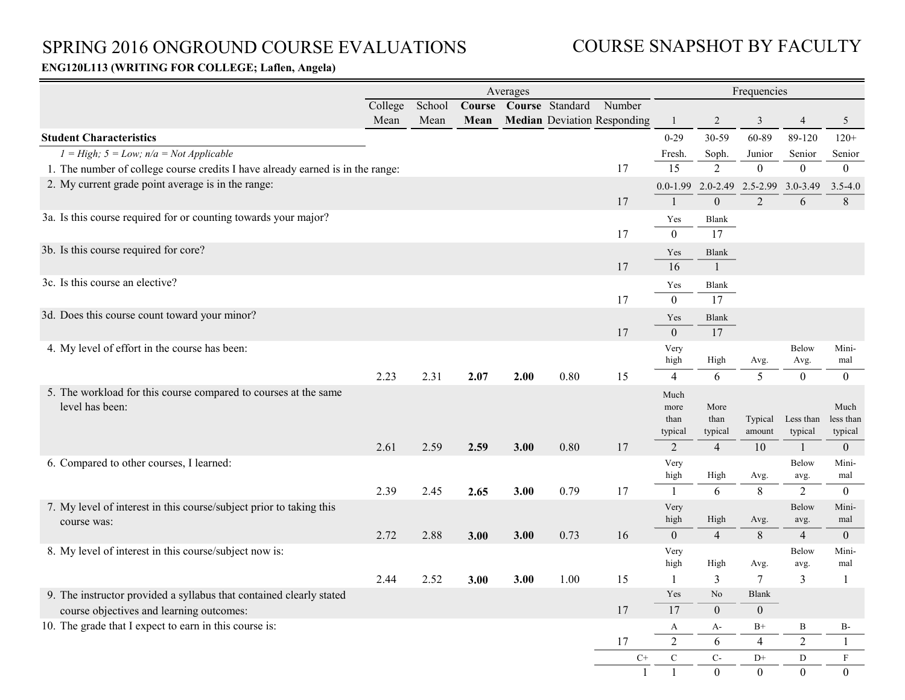# SPRING 2016 ONGROUND COURSE EVALUATIONS

# COURSE SNAPSHOT BY FACULTY

**ENG120L113 (WRITING FOR COLLEGE; Laflen, Angela)**

| | Averages | | | | | | Frequencies | | | | |
|---|---|---|---|---|---|---|---|---|---|---|---|
| | College Mean | School Mean | **Course Mean** | **Course Median** | Standard Deviation | Number Responding | 1 | 2 | 3 | 4 | 5 |
| **Student Characteristics** | | | | | | | | | | | |
| *1 = High; 5 = Low; n/a = Not Applicable* | | | | | | | 0-29 Fresh. | 30-59 Soph. | 60-89 Junior | 89-120 Senior | 120+ Senior |
| 1. The number of college course credits I have already earned is in the range: | | | | | | 17 | 15 | 2 | 0 | 0 | 0 |
| 2. My current grade point average is in the range: | | | | | | | 0.0-1.99 | 2.0-2.49 | 2.5-2.99 | 3.0-3.49 | 3.5-4.0 |
| | | | | | | 17 | 1 | 0 | 2 | 6 | 8 |
| 3a. Is this course required for or counting towards your major? | | | | | | | Yes | Blank | | | |
| | | | | | | 17 | 0 | 17 | | | |
| 3b. Is this course required for core? | | | | | | | Yes | Blank | | | |
| | | | | | | 17 | 16 | 1 | | | |
| 3c. Is this course an elective? | | | | | | | Yes | Blank | | | |
| | | | | | | 17 | 0 | 17 | | | |
| 3d. Does this course count toward your minor? | | | | | | | Yes | Blank | | | |
| | | | | | | 17 | 0 | 17 | | | |
| 4. My level of effort in the course has been: | | | | | | | Very high | High | Avg. | Below Avg. | Minimal |
| | 2.23 | 2.31 | **2.07** | **2.00** | 0.80 | 15 | 4 | 6 | 5 | 0 | 0 |
| 5. The workload for this course compared to courses at the same level has been: | | | | | | | Much more than typical | More than typical | Typical amount | Less than typical | Much less than typical |
| | 2.61 | 2.59 | **2.59** | **3.00** | 0.80 | 17 | 2 | 4 | 10 | 1 | 0 |
| 6. Compared to other courses, I learned: | | | | | | | Very high | High | Avg. | Below avg. | Minimal |
| | 2.39 | 2.45 | **2.65** | **3.00** | 0.79 | 17 | 1 | 6 | 8 | 2 | 0 |
| 7. My level of interest in this course/subject prior to taking this course was: | | | | | | | Very high | High | Avg. | Below avg. | Minimal |
| | 2.72 | 2.88 | **3.00** | **3.00** | 0.73 | 16 | 0 | 4 | 8 | 4 | 0 |
| 8. My level of interest in this course/subject now is: | | | | | | | Very high | High | Avg. | Below avg. | Minimal |
| | 2.44 | 2.52 | **3.00** | **3.00** | 1.00 | 15 | 1 | 3 | 7 | 3 | 1 |
| 9. The instructor provided a syllabus that contained clearly stated course objectives and learning outcomes: | | | | | | | Yes | No | Blank | | |
| | | | | | | 17 | 17 | 0 | 0 | | |
| 10. The grade that I expect to earn in this course is: | | | | | | | A | A- | B+ | B | B- |
| | | | | | | 17 | 2 | 6 | 4 | 2 | 1 |
| | | | | | | C+ | C | C- | D+ | D | F |
| | | | | | | 1 | 1 | 0 | 0 | 0 | 0 |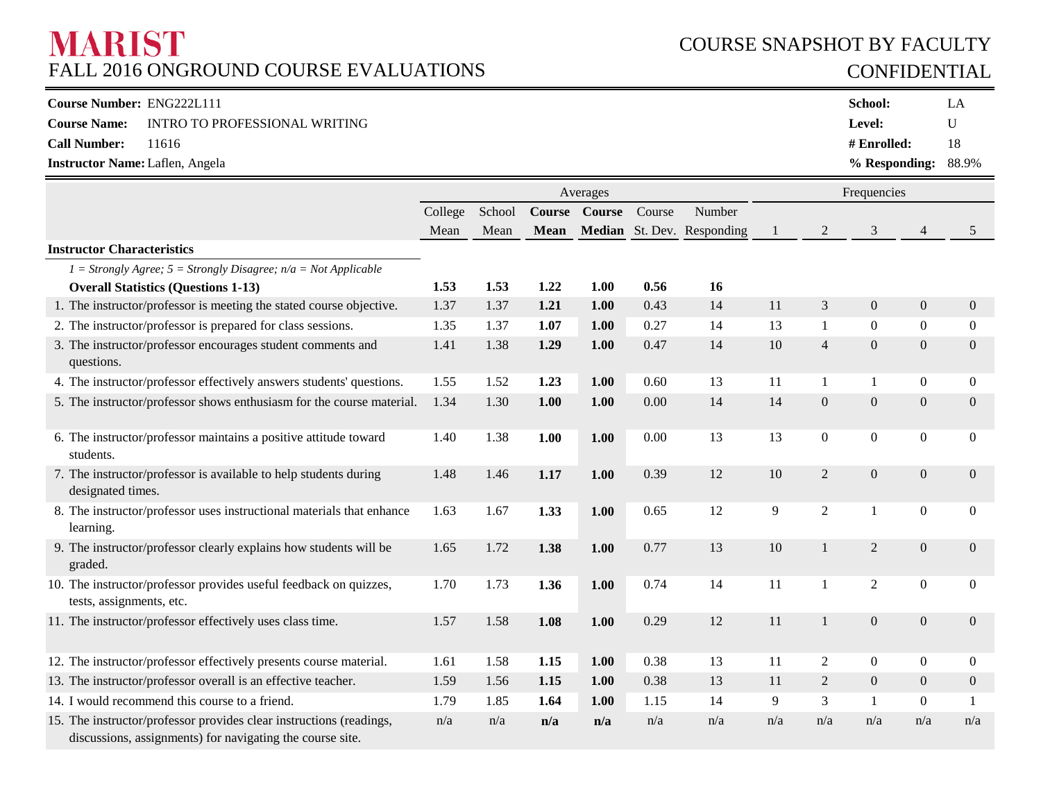# MARIST

FALL 2016 ONGROUND COURSE EVALUATIONS

COURSE SNAPSHOT BY FACULTY

CONFIDENTIAL

**Course Number:** ENG222L111

**Course Name:** INTRO TO PROFESSIONAL WRITING

**Call Number:** 11616

**Instructor Name:** Laflen, Angela

**School:** LA

**Level:** U

**# Enrolled:** 18

**% Responding:** 88.9%

| | Averages | | | | | | Frequencies | | | | |
|---|---|---|---|---|---|---|---|---|---|---|---|
| | College Mean | School Mean | **Course Mean** | **Course Median** | Course St. Dev. | Number Responding | 1 | 2 | 3 | 4 | 5 |
| **Instructor Characteristics** | | | | | | | | | | | |
| *1 = Strongly Agree; 5 = Strongly Disagree; n/a = Not Applicable* | | | | | | | | | | | |
| **Overall Statistics (Questions 1-13)** | **1.53** | **1.53** | **1.22** | **1.00** | **0.56** | **16** | | | | | |
| 1. The instructor/professor is meeting the stated course objective. | 1.37 | 1.37 | **1.21** | **1.00** | 0.43 | 14 | 11 | 3 | 0 | 0 | 0 |
| 2. The instructor/professor is prepared for class sessions. | 1.35 | 1.37 | **1.07** | **1.00** | 0.27 | 14 | 13 | 1 | 0 | 0 | 0 |
| 3. The instructor/professor encourages student comments and questions. | 1.41 | 1.38 | **1.29** | **1.00** | 0.47 | 14 | 10 | 4 | 0 | 0 | 0 |
| 4. The instructor/professor effectively answers students' questions. | 1.55 | 1.52 | **1.23** | **1.00** | 0.60 | 13 | 11 | 1 | 1 | 0 | 0 |
| 5. The instructor/professor shows enthusiasm for the course material. | 1.34 | 1.30 | **1.00** | **1.00** | 0.00 | 14 | 14 | 0 | 0 | 0 | 0 |
| 6. The instructor/professor maintains a positive attitude toward students. | 1.40 | 1.38 | **1.00** | **1.00** | 0.00 | 13 | 13 | 0 | 0 | 0 | 0 |
| 7. The instructor/professor is available to help students during designated times. | 1.48 | 1.46 | **1.17** | **1.00** | 0.39 | 12 | 10 | 2 | 0 | 0 | 0 |
| 8. The instructor/professor uses instructional materials that enhance learning. | 1.63 | 1.67 | **1.33** | **1.00** | 0.65 | 12 | 9 | 2 | 1 | 0 | 0 |
| 9. The instructor/professor clearly explains how students will be graded. | 1.65 | 1.72 | **1.38** | **1.00** | 0.77 | 13 | 10 | 1 | 2 | 0 | 0 |
| 10. The instructor/professor provides useful feedback on quizzes, tests, assignments, etc. | 1.70 | 1.73 | **1.36** | **1.00** | 0.74 | 14 | 11 | 1 | 2 | 0 | 0 |
| 11. The instructor/professor effectively uses class time. | 1.57 | 1.58 | **1.08** | **1.00** | 0.29 | 12 | 11 | 1 | 0 | 0 | 0 |
| 12. The instructor/professor effectively presents course material. | 1.61 | 1.58 | **1.15** | **1.00** | 0.38 | 13 | 11 | 2 | 0 | 0 | 0 |
| 13. The instructor/professor overall is an effective teacher. | 1.59 | 1.56 | **1.15** | **1.00** | 0.38 | 13 | 11 | 2 | 0 | 0 | 0 |
| 14. I would recommend this course to a friend. | 1.79 | 1.85 | **1.64** | **1.00** | 1.15 | 14 | 9 | 3 | 1 | 0 | 1 |
| 15. The instructor/professor provides clear instructions (readings, discussions, assignments) for navigating the course site. | n/a | n/a | **n/a** | **n/a** | n/a | n/a | n/a | n/a | n/a | n/a | n/a |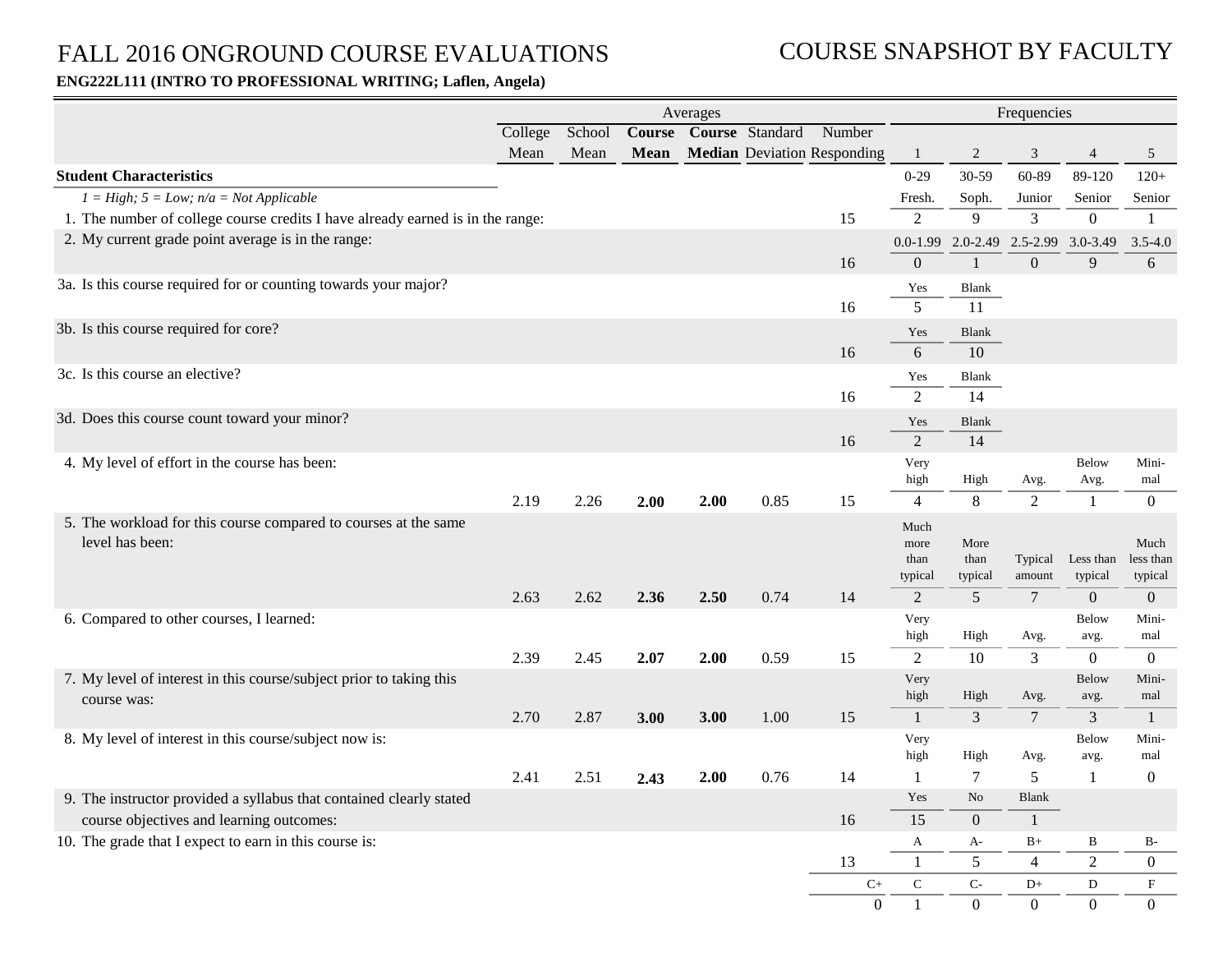# FALL 2016 ONGROUND COURSE EVALUATIONS

# COURSE SNAPSHOT BY FACULTY

**ENG222L111 (INTRO TO PROFESSIONAL WRITING; Laflen, Angela)**

| | Averages | | | | | | Frequencies | | | | |
|---|---|---|---|---|---|---|---|---|---|---|---|
| | College Mean | School Mean | **Course Mean** | **Course Median** | Standard Deviation | Number Responding | 1 | 2 | 3 | 4 | 5 |
| **Student Characteristics** | | | | | | | 0-29 | 30-59 | 60-89 | 89-120 | 120+ |
| *1 = High; 5 = Low; n/a = Not Applicable* | | | | | | | Fresh. | Soph. | Junior | Senior | Senior |
| 1. The number of college course credits I have already earned is in the range: | | | | | | 15 | 2 | 9 | 3 | 0 | 1 |
| 2. My current grade point average is in the range: | | | | | | | 0.0-1.99 | 2.0-2.49 | 2.5-2.99 | 3.0-3.49 | 3.5-4.0 |
| | | | | | | 16 | 0 | 1 | 0 | 9 | 6 |
| 3a. Is this course required for or counting towards your major? | | | | | | | Yes | Blank | | | |
| | | | | | | 16 | 5 | 11 | | | |
| 3b. Is this course required for core? | | | | | | | Yes | Blank | | | |
| | | | | | | 16 | 6 | 10 | | | |
| 3c. Is this course an elective? | | | | | | | Yes | Blank | | | |
| | | | | | | 16 | 2 | 14 | | | |
| 3d. Does this course count toward your minor? | | | | | | | Yes | Blank | | | |
| | | | | | | 16 | 2 | 14 | | | |
| 4. My level of effort in the course has been: | | | | | | | Very high | High | Avg. | Below Avg. | Mini-mal |
| | 2.19 | 2.26 | **2.00** | **2.00** | 0.85 | 15 | 4 | 8 | 2 | 1 | 0 |
| 5. The workload for this course compared to courses at the same level has been: | | | | | | | Much more than typical | More than typical | Typical amount | Less than typical | Much less than typical |
| | 2.63 | 2.62 | **2.36** | **2.50** | 0.74 | 14 | 2 | 5 | 7 | 0 | 0 |
| 6. Compared to other courses, I learned: | | | | | | | Very high | High | Avg. | Below avg. | Mini-mal |
| | 2.39 | 2.45 | **2.07** | **2.00** | 0.59 | 15 | 2 | 10 | 3 | 0 | 0 |
| 7. My level of interest in this course/subject prior to taking this course was: | | | | | | | Very high | High | Avg. | Below avg. | Mini-mal |
| | 2.70 | 2.87 | **3.00** | **3.00** | 1.00 | 15 | 1 | 3 | 7 | 3 | 1 |
| 8. My level of interest in this course/subject now is: | | | | | | | Very high | High | Avg. | Below avg. | Mini-mal |
| | 2.41 | 2.51 | **2.43** | **2.00** | 0.76 | 14 | 1 | 7 | 5 | 1 | 0 |
| 9. The instructor provided a syllabus that contained clearly stated course objectives and learning outcomes: | | | | | | | Yes | No | Blank | | |
| | | | | | | 16 | 15 | 0 | 1 | | |
| 10. The grade that I expect to earn in this course is: | | | | | | | A | A- | B+ | B | B- |
| | | | | | | 13 | 1 | 5 | 4 | 2 | 0 |
| | | | | | | C+ | C | C- | D+ | D | F |
| | | | | | | 0 | 1 | 0 | 0 | 0 | 0 |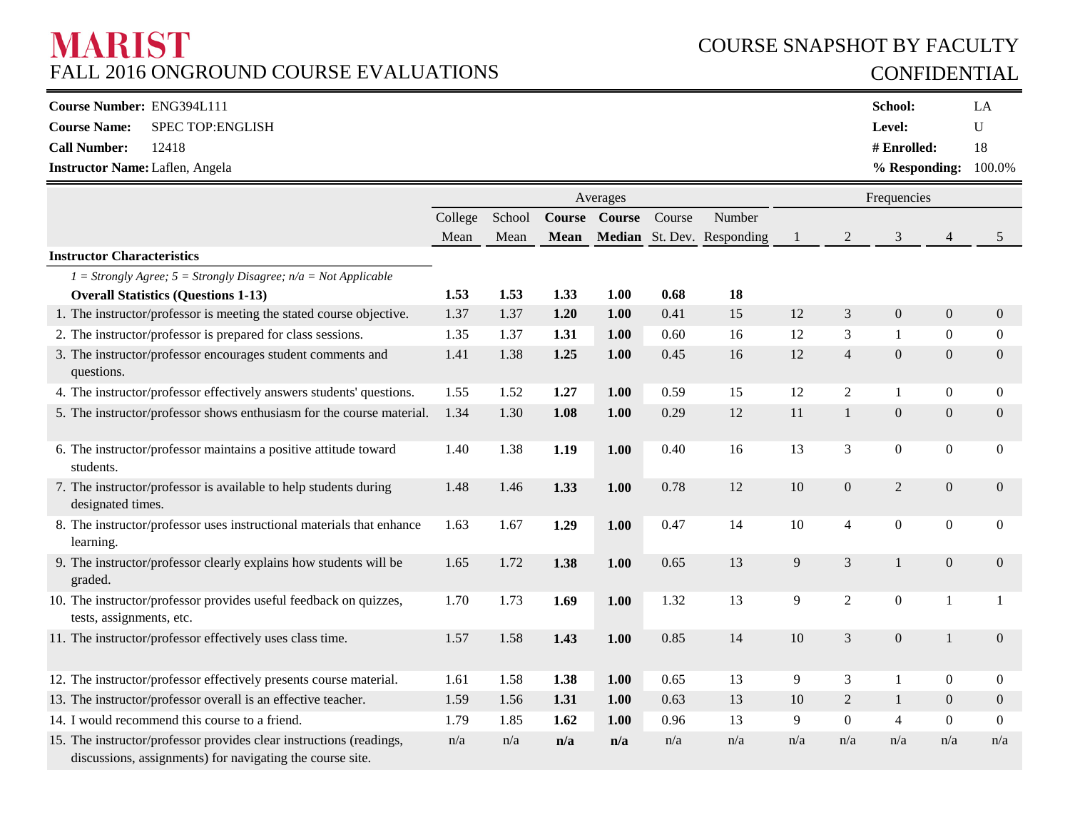# MARIST
FALL 2016 ONGROUND COURSE EVALUATIONS

COURSE SNAPSHOT BY FACULTY
CONFIDENTIAL

**Course Number:** ENG394L111
**Course Name:** SPEC TOP:ENGLISH
**Call Number:** 12418
**Instructor Name:** Laflen, Angela

**School:** LA
**Level:** U
**# Enrolled:** 18
**% Responding:** 100.0%

| | Averages | | | | | | Frequencies | | | | |
|---|---|---|---|---|---|---|---|---|---|---|---|
| | College Mean | School Mean | **Course Mean** | **Course Median** | Course St. Dev. | Number Responding | 1 | 2 | 3 | 4 | 5 |
| **Instructor Characteristics** | | | | | | | | | | | |
| *1 = Strongly Agree; 5 = Strongly Disagree; n/a = Not Applicable* | | | | | | | | | | | |
| **Overall Statistics (Questions 1-13)** | **1.53** | **1.53** | **1.33** | **1.00** | **0.68** | **18** | | | | | |
| 1. The instructor/professor is meeting the stated course objective. | 1.37 | 1.37 | **1.20** | **1.00** | 0.41 | 15 | 12 | 3 | 0 | 0 | 0 |
| 2. The instructor/professor is prepared for class sessions. | 1.35 | 1.37 | **1.31** | **1.00** | 0.60 | 16 | 12 | 3 | 1 | 0 | 0 |
| 3. The instructor/professor encourages student comments and questions. | 1.41 | 1.38 | **1.25** | **1.00** | 0.45 | 16 | 12 | 4 | 0 | 0 | 0 |
| 4. The instructor/professor effectively answers students' questions. | 1.55 | 1.52 | **1.27** | **1.00** | 0.59 | 15 | 12 | 2 | 1 | 0 | 0 |
| 5. The instructor/professor shows enthusiasm for the course material. | 1.34 | 1.30 | **1.08** | **1.00** | 0.29 | 12 | 11 | 1 | 0 | 0 | 0 |
| 6. The instructor/professor maintains a positive attitude toward students. | 1.40 | 1.38 | **1.19** | **1.00** | 0.40 | 16 | 13 | 3 | 0 | 0 | 0 |
| 7. The instructor/professor is available to help students during designated times. | 1.48 | 1.46 | **1.33** | **1.00** | 0.78 | 12 | 10 | 0 | 2 | 0 | 0 |
| 8. The instructor/professor uses instructional materials that enhance learning. | 1.63 | 1.67 | **1.29** | **1.00** | 0.47 | 14 | 10 | 4 | 0 | 0 | 0 |
| 9. The instructor/professor clearly explains how students will be graded. | 1.65 | 1.72 | **1.38** | **1.00** | 0.65 | 13 | 9 | 3 | 1 | 0 | 0 |
| 10. The instructor/professor provides useful feedback on quizzes, tests, assignments, etc. | 1.70 | 1.73 | **1.69** | **1.00** | 1.32 | 13 | 9 | 2 | 0 | 1 | 1 |
| 11. The instructor/professor effectively uses class time. | 1.57 | 1.58 | **1.43** | **1.00** | 0.85 | 14 | 10 | 3 | 0 | 1 | 0 |
| 12. The instructor/professor effectively presents course material. | 1.61 | 1.58 | **1.38** | **1.00** | 0.65 | 13 | 9 | 3 | 1 | 0 | 0 |
| 13. The instructor/professor overall is an effective teacher. | 1.59 | 1.56 | **1.31** | **1.00** | 0.63 | 13 | 10 | 2 | 1 | 0 | 0 |
| 14. I would recommend this course to a friend. | 1.79 | 1.85 | **1.62** | **1.00** | 0.96 | 13 | 9 | 0 | 4 | 0 | 0 |
| 15. The instructor/professor provides clear instructions (readings, discussions, assignments) for navigating the course site. | n/a | n/a | **n/a** | **n/a** | n/a | n/a | n/a | n/a | n/a | n/a | n/a |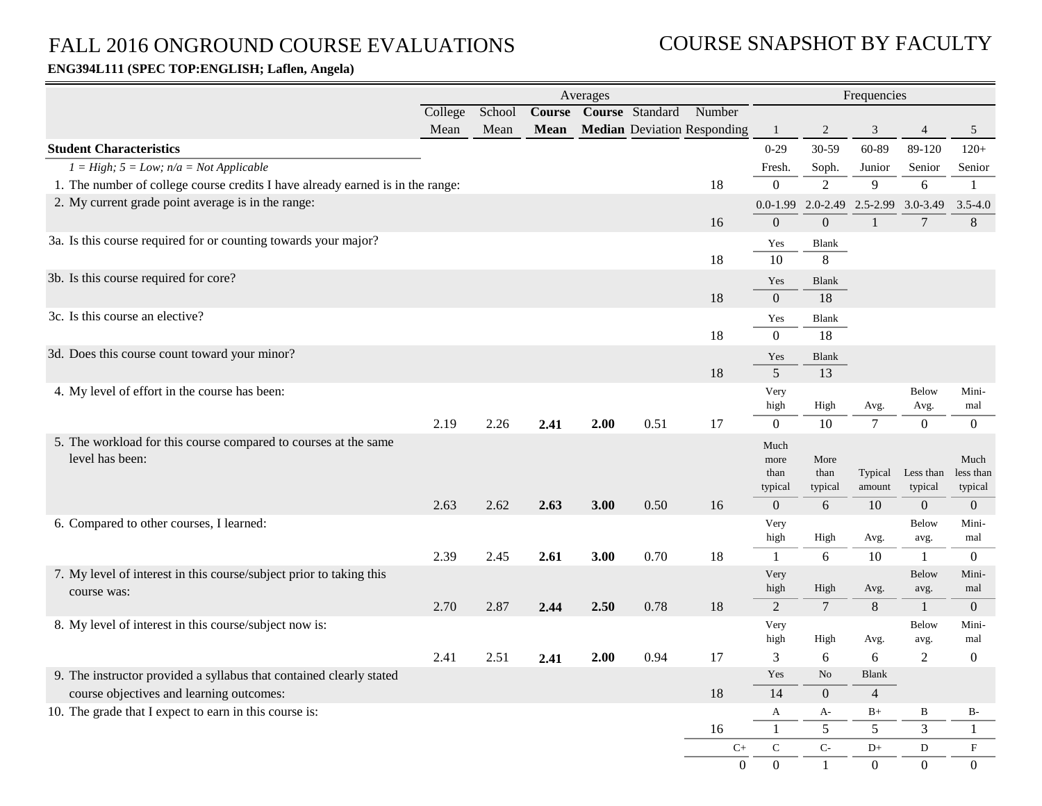# FALL 2016 ONGROUND COURSE EVALUATIONS

# COURSE SNAPSHOT BY FACULTY

**ENG394L111 (SPEC TOP:ENGLISH; Laflen, Angela)**

| | Averages | | | | | | Frequencies | | | | |
|---|---|---|---|---|---|---|---|---|---|---|---|
| | College Mean | School Mean | **Course Mean** | **Course Median** | Standard Deviation | Number Responding | 1 | 2 | 3 | 4 | 5 |
| **Student Characteristics** | | | | | | | 0-29 | 30-59 | 60-89 | 89-120 | 120+ |
| *1 = High; 5 = Low; n/a = Not Applicable* | | | | | | | Fresh. | Soph. | Junior | Senior | Senior |
| 1. The number of college course credits I have already earned is in the range: | | | | | | 18 | 0 | 2 | 9 | 6 | 1 |
| 2. My current grade point average is in the range: | | | | | | | 0.0-1.99 | 2.0-2.49 | 2.5-2.99 | 3.0-3.49 | 3.5-4.0 |
| | | | | | | 16 | 0 | 0 | 1 | 7 | 8 |
| 3a. Is this course required for or counting towards your major? | | | | | | | Yes | Blank | | | |
| | | | | | | 18 | 10 | 8 | | | |
| 3b. Is this course required for core? | | | | | | | Yes | Blank | | | |
| | | | | | | 18 | 0 | 18 | | | |
| 3c. Is this course an elective? | | | | | | | Yes | Blank | | | |
| | | | | | | 18 | 0 | 18 | | | |
| 3d. Does this course count toward your minor? | | | | | | | Yes | Blank | | | |
| | | | | | | 18 | 5 | 13 | | | |
| 4. My level of effort in the course has been: | | | | | | | Very high | High | Avg. | Below Avg. | Mini-mal |
| | 2.19 | 2.26 | **2.41** | **2.00** | 0.51 | 17 | 0 | 10 | 7 | 0 | 0 |
| 5. The workload for this course compared to courses at the same level has been: | | | | | | | Much more than typical | More than typical | Typical amount | Less than typical | Much less than typical |
| | 2.63 | 2.62 | **2.63** | **3.00** | 0.50 | 16 | 0 | 6 | 10 | 0 | 0 |
| 6. Compared to other courses, I learned: | | | | | | | Very high | High | Avg. | Below avg. | Mini-mal |
| | 2.39 | 2.45 | **2.61** | **3.00** | 0.70 | 18 | 1 | 6 | 10 | 1 | 0 |
| 7. My level of interest in this course/subject prior to taking this course was: | | | | | | | Very high | High | Avg. | Below avg. | Mini-mal |
| | 2.70 | 2.87 | **2.44** | **2.50** | 0.78 | 18 | 2 | 7 | 8 | 1 | 0 |
| 8. My level of interest in this course/subject now is: | | | | | | | Very high | High | Avg. | Below avg. | Mini-mal |
| | 2.41 | 2.51 | **2.41** | **2.00** | 0.94 | 17 | 3 | 6 | 6 | 2 | 0 |
| 9. The instructor provided a syllabus that contained clearly stated course objectives and learning outcomes: | | | | | | | Yes | No | Blank | | |
| | | | | | | 18 | 14 | 0 | 4 | | |
| 10. The grade that I expect to earn in this course is: | | | | | | | A | A- | B+ | B | B- |
| | | | | | | 16 | 1 | 5 | 5 | 3 | 1 |
| | | | | | | C+ | C | C- | D+ | D | F |
| | | | | | | 0 | 0 | 1 | 0 | 0 | 0 |